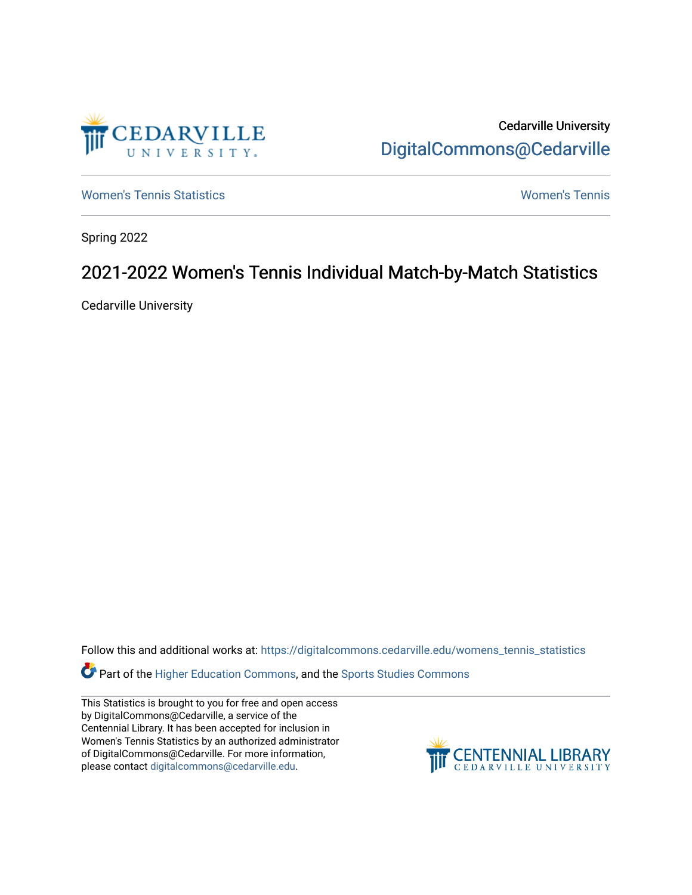Cedarville University

DigitalCommons@Cedarville

Women's Tennis Statistics

Women's Tennis

Spring 2022

# 2021-2022 Women's Tennis Individual Match-by-Match Statistics

Cedarville University

Follow this and additional works at: https://digitalcommons.cedarville.edu/womens_tennis_statistics

Part of the Higher Education Commons, and the Sports Studies Commons

This Statistics is brought to you for free and open access by DigitalCommons@Cedarville, a service of the Centennial Library. It has been accepted for inclusion in Women's Tennis Statistics by an authorized administrator of DigitalCommons@Cedarville. For more information, please contact digitalcommons@cedarville.edu.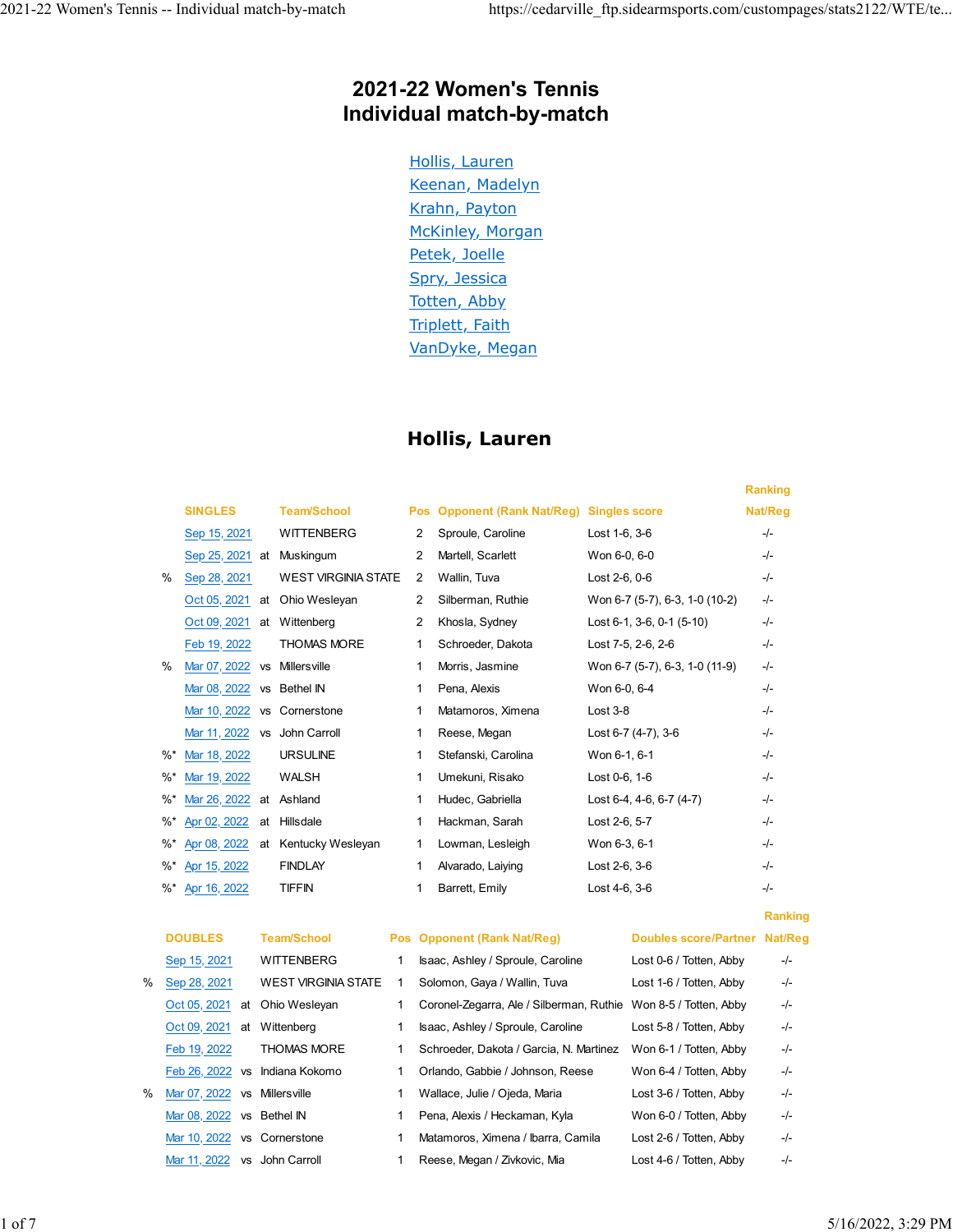# 2021-22 Women's Tennis
# Individual match-by-match

- Hollis, Lauren
- Keenan, Madelyn
- Krahn, Payton
- McKinley, Morgan
- Petek, Joelle
- Spry, Jessica
- Totten, Abby
- Triplett, Faith
- VanDyke, Megan

## Hollis, Lauren

| | SINGLES | | Team/School | Pos | Opponent (Rank Nat/Reg) | Singles score | Ranking Nat/Reg |
|---|---|---|---|---|---|---|---|
| | Sep 15, 2021 | | WITTENBERG | 2 | Sproule, Caroline | Lost 1-6, 3-6 | -/- |
| | Sep 25, 2021 | at | Muskingum | 2 | Martell, Scarlett | Won 6-0, 6-0 | -/- |
| % | Sep 28, 2021 | | WEST VIRGINIA STATE | 2 | Wallin, Tuva | Lost 2-6, 0-6 | -/- |
| | Oct 05, 2021 | at | Ohio Wesleyan | 2 | Silberman, Ruthie | Won 6-7 (5-7), 6-3, 1-0 (10-2) | -/- |
| | Oct 09, 2021 | at | Wittenberg | 2 | Khosla, Sydney | Lost 6-1, 3-6, 0-1 (5-10) | -/- |
| | Feb 19, 2022 | | THOMAS MORE | 1 | Schroeder, Dakota | Lost 7-5, 2-6, 2-6 | -/- |
| % | Mar 07, 2022 | vs | Millersville | 1 | Morris, Jasmine | Won 6-7 (5-7), 6-3, 1-0 (11-9) | -/- |
| | Mar 08, 2022 | vs | Bethel IN | 1 | Pena, Alexis | Won 6-0, 6-4 | -/- |
| | Mar 10, 2022 | vs | Cornerstone | 1 | Matamoros, Ximena | Lost 3-8 | -/- |
| | Mar 11, 2022 | vs | John Carroll | 1 | Reese, Megan | Lost 6-7 (4-7), 3-6 | -/- |
| %* | Mar 18, 2022 | | URSULINE | 1 | Stefanski, Carolina | Won 6-1, 6-1 | -/- |
| %* | Mar 19, 2022 | | WALSH | 1 | Umekuni, Risako | Lost 0-6, 1-6 | -/- |
| %* | Mar 26, 2022 | at | Ashland | 1 | Hudec, Gabriella | Lost 6-4, 4-6, 6-7 (4-7) | -/- |
| %* | Apr 02, 2022 | at | Hillsdale | 1 | Hackman, Sarah | Lost 2-6, 5-7 | -/- |
| %* | Apr 08, 2022 | at | Kentucky Wesleyan | 1 | Lowman, Lesleigh | Won 6-3, 6-1 | -/- |
| %* | Apr 15, 2022 | | FINDLAY | 1 | Alvarado, Laiying | Lost 2-6, 3-6 | -/- |
| %* | Apr 16, 2022 | | TIFFIN | 1 | Barrett, Emily | Lost 4-6, 3-6 | -/- |

| | DOUBLES | | Team/School | Pos | Opponent (Rank Nat/Reg) | Doubles score/Partner | Ranking Nat/Reg |
|---|---|---|---|---|---|---|---|
| | Sep 15, 2021 | | WITTENBERG | 1 | Isaac, Ashley / Sproule, Caroline | Lost 0-6 / Totten, Abby | -/- |
| % | Sep 28, 2021 | | WEST VIRGINIA STATE | 1 | Solomon, Gaya / Wallin, Tuva | Lost 1-6 / Totten, Abby | -/- |
| | Oct 05, 2021 | at | Ohio Wesleyan | 1 | Coronel-Zegarra, Ale / Silberman, Ruthie | Won 8-5 / Totten, Abby | -/- |
| | Oct 09, 2021 | at | Wittenberg | 1 | Isaac, Ashley / Sproule, Caroline | Lost 5-8 / Totten, Abby | -/- |
| | Feb 19, 2022 | | THOMAS MORE | 1 | Schroeder, Dakota / Garcia, N. Martinez | Won 6-1 / Totten, Abby | -/- |
| | Feb 26, 2022 | vs | Indiana Kokomo | 1 | Orlando, Gabbie / Johnson, Reese | Won 6-4 / Totten, Abby | -/- |
| % | Mar 07, 2022 | vs | Millersville | 1 | Wallace, Julie / Ojeda, Maria | Lost 3-6 / Totten, Abby | -/- |
| | Mar 08, 2022 | vs | Bethel IN | 1 | Pena, Alexis / Heckaman, Kyla | Won 6-0 / Totten, Abby | -/- |
| | Mar 10, 2022 | vs | Cornerstone | 1 | Matamoros, Ximena / Ibarra, Camila | Lost 2-6 / Totten, Abby | -/- |
| | Mar 11, 2022 | vs | John Carroll | 1 | Reese, Megan / Zivkovic, Mia | Lost 4-6 / Totten, Abby | -/- |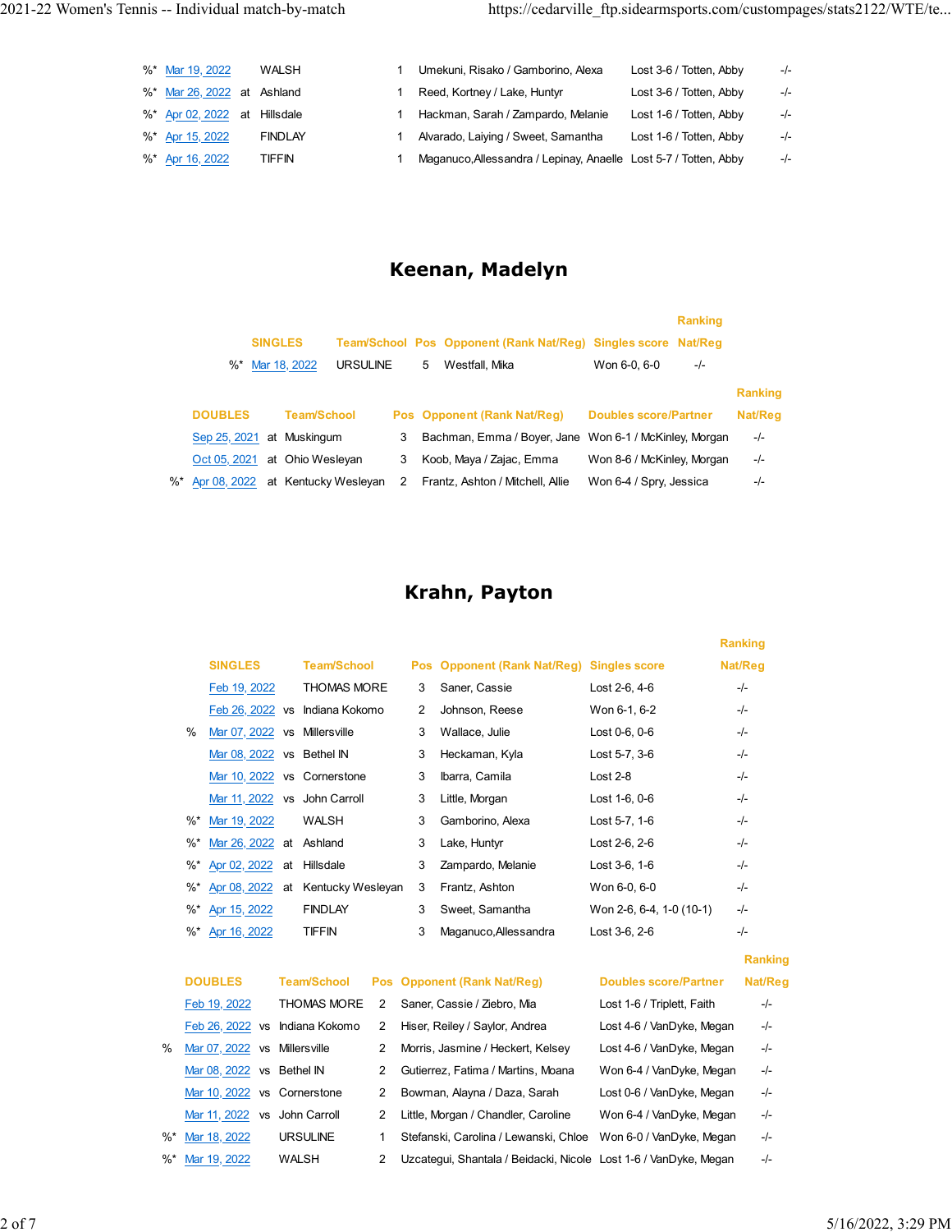| | | | | | | |
|---|---|---|---|---|---|---|
| %* | Mar 19, 2022 | | WALSH | 1 | Umekuni, Risako / Gamborino, Alexa | Lost 3-6 / Totten, Abby | -/- |
| %* | Mar 26, 2022 | at | Ashland | 1 | Reed, Kortney / Lake, Huntyr | Lost 3-6 / Totten, Abby | -/- |
| %* | Apr 02, 2022 | at | Hillsdale | 1 | Hackman, Sarah / Zampardo, Melanie | Lost 1-6 / Totten, Abby | -/- |
| %* | Apr 15, 2022 | | FINDLAY | 1 | Alvarado, Laiying / Sweet, Samantha | Lost 1-6 / Totten, Abby | -/- |
| %* | Apr 16, 2022 | | TIFFIN | 1 | Maganuco,Allessandra / Lepinay, Anaelle | Lost 5-7 / Totten, Abby | -/- |

## Keenan, Madelyn

| | SINGLES | | Team/School | Pos | Opponent (Rank Nat/Reg) | Singles score | Ranking Nat/Reg |
|---|---|---|---|---|---|---|---|
| %* | Mar 18, 2022 | | URSULINE | 5 | Westfall, Mika | Won 6-0, 6-0 | -/- |

| | DOUBLES | | Team/School | Pos | Opponent (Rank Nat/Reg) | Doubles score/Partner | Ranking Nat/Reg |
|---|---|---|---|---|---|---|---|
| | Sep 25, 2021 | at | Muskingum | 3 | Bachman, Emma / Boyer, Jane | Won 6-1 / McKinley, Morgan | -/- |
| | Oct 05, 2021 | at | Ohio Wesleyan | 3 | Koob, Maya / Zajac, Emma | Won 8-6 / McKinley, Morgan | -/- |
| %* | Apr 08, 2022 | at | Kentucky Wesleyan | 2 | Frantz, Ashton / Mitchell, Allie | Won 6-4 / Spry, Jessica | -/- |

## Krahn, Payton

| | SINGLES | | Team/School | Pos | Opponent (Rank Nat/Reg) | Singles score | Ranking Nat/Reg |
|---|---|---|---|---|---|---|---|
| | Feb 19, 2022 | | THOMAS MORE | 3 | Saner, Cassie | Lost 2-6, 4-6 | -/- |
| | Feb 26, 2022 | vs | Indiana Kokomo | 2 | Johnson, Reese | Won 6-1, 6-2 | -/- |
| % | Mar 07, 2022 | vs | Millersville | 3 | Wallace, Julie | Lost 0-6, 0-6 | -/- |
| | Mar 08, 2022 | vs | Bethel IN | 3 | Heckaman, Kyla | Lost 5-7, 3-6 | -/- |
| | Mar 10, 2022 | vs | Cornerstone | 3 | Ibarra, Camila | Lost 2-8 | -/- |
| | Mar 11, 2022 | vs | John Carroll | 3 | Little, Morgan | Lost 1-6, 0-6 | -/- |
| %* | Mar 19, 2022 | | WALSH | 3 | Gamborino, Alexa | Lost 5-7, 1-6 | -/- |
| %* | Mar 26, 2022 | at | Ashland | 3 | Lake, Huntyr | Lost 2-6, 2-6 | -/- |
| %* | Apr 02, 2022 | at | Hillsdale | 3 | Zampardo, Melanie | Lost 3-6, 1-6 | -/- |
| %* | Apr 08, 2022 | at | Kentucky Wesleyan | 3 | Frantz, Ashton | Won 6-0, 6-0 | -/- |
| %* | Apr 15, 2022 | | FINDLAY | 3 | Sweet, Samantha | Won 2-6, 6-4, 1-0 (10-1) | -/- |
| %* | Apr 16, 2022 | | TIFFIN | 3 | Maganuco,Allessandra | Lost 3-6, 2-6 | -/- |

| | DOUBLES | | Team/School | Pos | Opponent (Rank Nat/Reg) | Doubles score/Partner | Ranking Nat/Reg |
|---|---|---|---|---|---|---|---|
| | Feb 19, 2022 | | THOMAS MORE | 2 | Saner, Cassie / Ziebro, Mia | Lost 1-6 / Triplett, Faith | -/- |
| | Feb 26, 2022 | vs | Indiana Kokomo | 2 | Hiser, Reiley / Saylor, Andrea | Lost 4-6 / VanDyke, Megan | -/- |
| % | Mar 07, 2022 | vs | Millersville | 2 | Morris, Jasmine / Heckert, Kelsey | Lost 4-6 / VanDyke, Megan | -/- |
| | Mar 08, 2022 | vs | Bethel IN | 2 | Gutierrez, Fatima / Martins, Moana | Won 6-4 / VanDyke, Megan | -/- |
| | Mar 10, 2022 | vs | Cornerstone | 2 | Bowman, Alayna / Daza, Sarah | Lost 0-6 / VanDyke, Megan | -/- |
| | Mar 11, 2022 | vs | John Carroll | 2 | Little, Morgan / Chandler, Caroline | Won 6-4 / VanDyke, Megan | -/- |
| %* | Mar 18, 2022 | | URSULINE | 1 | Stefanski, Carolina / Lewanski, Chloe | Won 6-0 / VanDyke, Megan | -/- |
| %* | Mar 19, 2022 | | WALSH | 2 | Uzcategui, Shantala / Beidacki, Nicole | Lost 1-6 / VanDyke, Megan | -/- |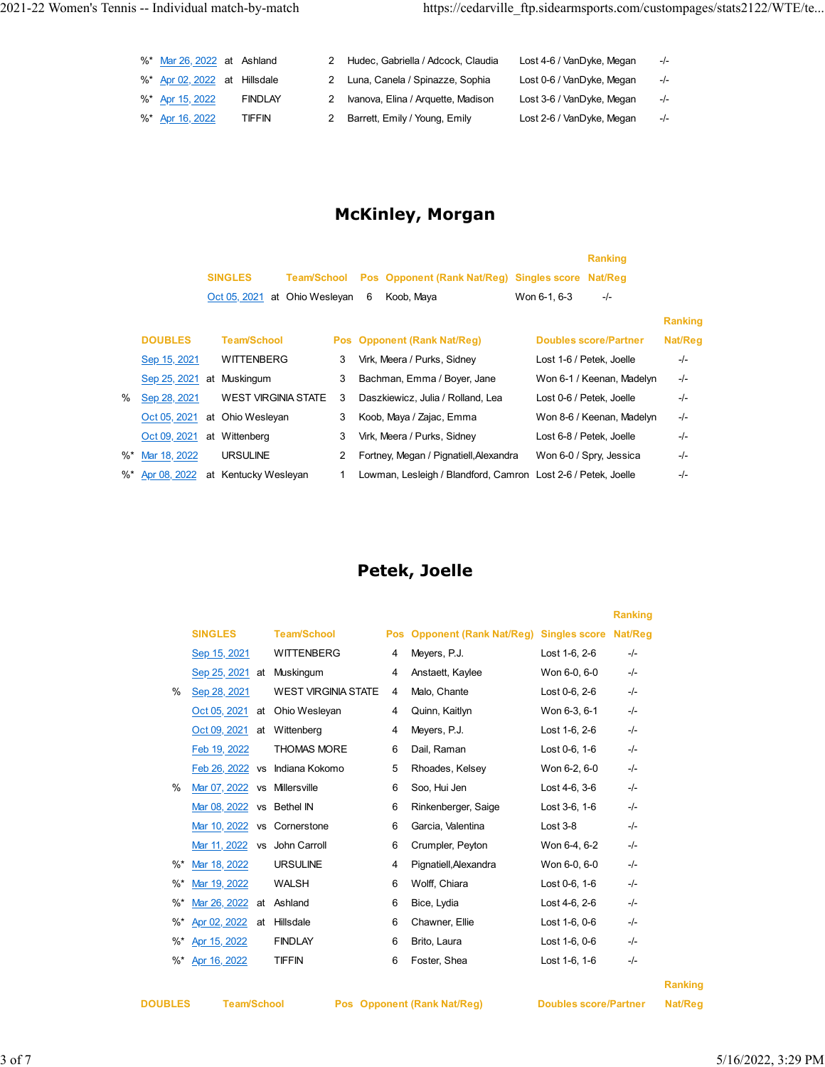| | | | | | | | |
|---|---|---|---|---|---|---|---|
| %* | Mar 26, 2022 | at | Ashland | 2 | Hudec, Gabriella / Adcock, Claudia | Lost 4-6 / VanDyke, Megan | -/- |
| %* | Apr 02, 2022 | at | Hillsdale | 2 | Luna, Canela / Spinazze, Sophia | Lost 0-6 / VanDyke, Megan | -/- |
| %* | Apr 15, 2022 | | FINDLAY | 2 | Ivanova, Elina / Arquette, Madison | Lost 3-6 / VanDyke, Megan | -/- |
| %* | Apr 16, 2022 | | TIFFIN | 2 | Barrett, Emily / Young, Emily | Lost 2-6 / VanDyke, Megan | -/- |

## McKinley, Morgan

| | SINGLES | | Team/School | Pos | Opponent (Rank Nat/Reg) | Singles score | Ranking Nat/Reg |
|---|---|---|---|---|---|---|---|
| | Oct 05, 2021 | at | Ohio Wesleyan | 6 | Koob, Maya | Won 6-1, 6-3 | -/- |

| | DOUBLES | | Team/School | Pos | Opponent (Rank Nat/Reg) | Doubles score/Partner | Ranking Nat/Reg |
|---|---|---|---|---|---|---|---|
| | Sep 15, 2021 | | WITTENBERG | 3 | Virk, Meera / Purks, Sidney | Lost 1-6 / Petek, Joelle | -/- |
| | Sep 25, 2021 | at | Muskingum | 3 | Bachman, Emma / Boyer, Jane | Won 6-1 / Keenan, Madelyn | -/- |
| % | Sep 28, 2021 | | WEST VIRGINIA STATE | 3 | Daszkiewicz, Julia / Rolland, Lea | Lost 0-6 / Petek, Joelle | -/- |
| | Oct 05, 2021 | at | Ohio Wesleyan | 3 | Koob, Maya / Zajac, Emma | Won 8-6 / Keenan, Madelyn | -/- |
| | Oct 09, 2021 | at | Wittenberg | 3 | Virk, Meera / Purks, Sidney | Lost 6-8 / Petek, Joelle | -/- |
| %* | Mar 18, 2022 | | URSULINE | 2 | Fortney, Megan / Pignatiell,Alexandra | Won 6-0 / Spry, Jessica | -/- |
| %* | Apr 08, 2022 | at | Kentucky Wesleyan | 1 | Lowman, Lesleigh / Blandford, Camron | Lost 2-6 / Petek, Joelle | -/- |

## Petek, Joelle

| | SINGLES | | Team/School | Pos | Opponent (Rank Nat/Reg) | Singles score | Ranking Nat/Reg |
|---|---|---|---|---|---|---|---|
| | Sep 15, 2021 | | WITTENBERG | 4 | Meyers, P.J. | Lost 1-6, 2-6 | -/- |
| | Sep 25, 2021 | at | Muskingum | 4 | Anstaett, Kaylee | Won 6-0, 6-0 | -/- |
| % | Sep 28, 2021 | | WEST VIRGINIA STATE | 4 | Malo, Chante | Lost 0-6, 2-6 | -/- |
| | Oct 05, 2021 | at | Ohio Wesleyan | 4 | Quinn, Kaitlyn | Won 6-3, 6-1 | -/- |
| | Oct 09, 2021 | at | Wittenberg | 4 | Meyers, P.J. | Lost 1-6, 2-6 | -/- |
| | Feb 19, 2022 | | THOMAS MORE | 6 | Dail, Raman | Lost 0-6, 1-6 | -/- |
| | Feb 26, 2022 | vs | Indiana Kokomo | 5 | Rhoades, Kelsey | Won 6-2, 6-0 | -/- |
| % | Mar 07, 2022 | vs | Millersville | 6 | Soo, Hui Jen | Lost 4-6, 3-6 | -/- |
| | Mar 08, 2022 | vs | Bethel IN | 6 | Rinkenberger, Saige | Lost 3-6, 1-6 | -/- |
| | Mar 10, 2022 | vs | Cornerstone | 6 | Garcia, Valentina | Lost 3-8 | -/- |
| | Mar 11, 2022 | vs | John Carroll | 6 | Crumpler, Peyton | Won 6-4, 6-2 | -/- |
| %* | Mar 18, 2022 | | URSULINE | 4 | Pignatiell,Alexandra | Won 6-0, 6-0 | -/- |
| %* | Mar 19, 2022 | | WALSH | 6 | Wolff, Chiara | Lost 0-6, 1-6 | -/- |
| %* | Mar 26, 2022 | at | Ashland | 6 | Bice, Lydia | Lost 4-6, 2-6 | -/- |
| %* | Apr 02, 2022 | at | Hillsdale | 6 | Chawner, Ellie | Lost 1-6, 0-6 | -/- |
| %* | Apr 15, 2022 | | FINDLAY | 6 | Brito, Laura | Lost 1-6, 0-6 | -/- |
| %* | Apr 16, 2022 | | TIFFIN | 6 | Foster, Shea | Lost 1-6, 1-6 | -/- |

| DOUBLES | Team/School | Pos | Opponent (Rank Nat/Reg) | Doubles score/Partner | Ranking Nat/Reg |
|---|---|---|---|---|---|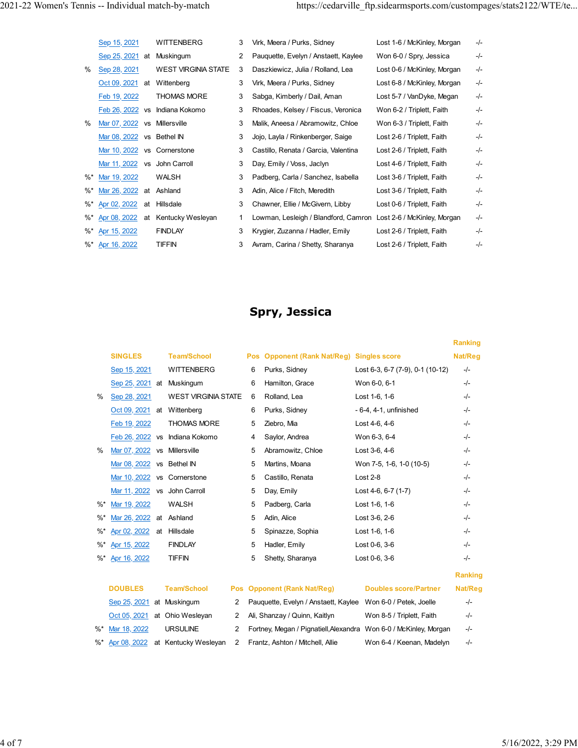| | Date | | Team/School | Pos | Opponent (Rank Nat/Reg) | Doubles score/Partner | Ranking Nat/Reg |
|---|---|---|---|---|---|---|---|
| | Sep 15, 2021 | | WITTENBERG | 3 | Virk, Meera / Purks, Sidney | Lost 1-6 / McKinley, Morgan | -/- |
| | Sep 25, 2021 | at | Muskingum | 2 | Pauquette, Evelyn / Anstaett, Kaylee | Won 6-0 / Spry, Jessica | -/- |
| % | Sep 28, 2021 | | WEST VIRGINIA STATE | 3 | Daszkiewicz, Julia / Rolland, Lea | Lost 0-6 / McKinley, Morgan | -/- |
| | Oct 09, 2021 | at | Wittenberg | 3 | Virk, Meera / Purks, Sidney | Lost 6-8 / McKinley, Morgan | -/- |
| | Feb 19, 2022 | | THOMAS MORE | 3 | Sabga, Kimberly / Dail, Aman | Lost 5-7 / VanDyke, Megan | -/- |
| | Feb 26, 2022 | vs | Indiana Kokomo | 3 | Rhoades, Kelsey / Fiscus, Veronica | Won 6-2 / Triplett, Faith | -/- |
| % | Mar 07, 2022 | vs | Millersville | 3 | Malik, Aneesa / Abramowitz, Chloe | Won 6-3 / Triplett, Faith | -/- |
| | Mar 08, 2022 | vs | Bethel IN | 3 | Jojo, Layla / Rinkenberger, Saige | Lost 2-6 / Triplett, Faith | -/- |
| | Mar 10, 2022 | vs | Cornerstone | 3 | Castillo, Renata / Garcia, Valentina | Lost 2-6 / Triplett, Faith | -/- |
| | Mar 11, 2022 | vs | John Carroll | 3 | Day, Emily / Voss, Jaclyn | Lost 4-6 / Triplett, Faith | -/- |
| %* | Mar 19, 2022 | | WALSH | 3 | Padberg, Carla / Sanchez, Isabella | Lost 3-6 / Triplett, Faith | -/- |
| %* | Mar 26, 2022 | at | Ashland | 3 | Adin, Alice / Fitch, Meredith | Lost 3-6 / Triplett, Faith | -/- |
| %* | Apr 02, 2022 | at | Hillsdale | 3 | Chawner, Ellie / McGivern, Libby | Lost 0-6 / Triplett, Faith | -/- |
| %* | Apr 08, 2022 | at | Kentucky Wesleyan | 1 | Lowman, Lesleigh / Blandford, Camron | Lost 2-6 / McKinley, Morgan | -/- |
| %* | Apr 15, 2022 | | FINDLAY | 3 | Krygier, Zuzanna / Hadler, Emily | Lost 2-6 / Triplett, Faith | -/- |
| %* | Apr 16, 2022 | | TIFFIN | 3 | Avram, Carina / Shetty, Sharanya | Lost 2-6 / Triplett, Faith | -/- |

## Spry, Jessica

| | SINGLES | | Team/School | Pos | Opponent (Rank Nat/Reg) | Singles score | Ranking Nat/Reg |
|---|---|---|---|---|---|---|---|
| | Sep 15, 2021 | | WITTENBERG | 6 | Purks, Sidney | Lost 6-3, 6-7 (7-9), 0-1 (10-12) | -/- |
| | Sep 25, 2021 | at | Muskingum | 6 | Hamilton, Grace | Won 6-0, 6-1 | -/- |
| % | Sep 28, 2021 | | WEST VIRGINIA STATE | 6 | Rolland, Lea | Lost 1-6, 1-6 | -/- |
| | Oct 09, 2021 | at | Wittenberg | 6 | Purks, Sidney | - 6-4, 4-1, unfinished | -/- |
| | Feb 19, 2022 | | THOMAS MORE | 5 | Ziebro, Mia | Lost 4-6, 4-6 | -/- |
| | Feb 26, 2022 | vs | Indiana Kokomo | 4 | Saylor, Andrea | Won 6-3, 6-4 | -/- |
| % | Mar 07, 2022 | vs | Millersville | 5 | Abramowitz, Chloe | Lost 3-6, 4-6 | -/- |
| | Mar 08, 2022 | vs | Bethel IN | 5 | Martins, Moana | Won 7-5, 1-6, 1-0 (10-5) | -/- |
| | Mar 10, 2022 | vs | Cornerstone | 5 | Castillo, Renata | Lost 2-8 | -/- |
| | Mar 11, 2022 | vs | John Carroll | 5 | Day, Emily | Lost 4-6, 6-7 (1-7) | -/- |
| %* | Mar 19, 2022 | | WALSH | 5 | Padberg, Carla | Lost 1-6, 1-6 | -/- |
| %* | Mar 26, 2022 | at | Ashland | 5 | Adin, Alice | Lost 3-6, 2-6 | -/- |
| %* | Apr 02, 2022 | at | Hillsdale | 5 | Spinazze, Sophia | Lost 1-6, 1-6 | -/- |
| %* | Apr 15, 2022 | | FINDLAY | 5 | Hadler, Emily | Lost 0-6, 3-6 | -/- |
| %* | Apr 16, 2022 | | TIFFIN | 5 | Shetty, Sharanya | Lost 0-6, 3-6 | -/- |

| | DOUBLES | | Team/School | Pos | Opponent (Rank Nat/Reg) | Doubles score/Partner | Ranking Nat/Reg |
|---|---|---|---|---|---|---|---|
| | Sep 25, 2021 | at | Muskingum | 2 | Pauquette, Evelyn / Anstaett, Kaylee | Won 6-0 / Petek, Joelle | -/- |
| | Oct 05, 2021 | at | Ohio Wesleyan | 2 | Ali, Shanzay / Quinn, Kaitlyn | Won 8-5 / Triplett, Faith | -/- |
| %* | Mar 18, 2022 | | URSULINE | 2 | Fortney, Megan / Pignatiell,Alexandra | Won 6-0 / McKinley, Morgan | -/- |
| %* | Apr 08, 2022 | at | Kentucky Wesleyan | 2 | Frantz, Ashton / Mitchell, Allie | Won 6-4 / Keenan, Madelyn | -/- |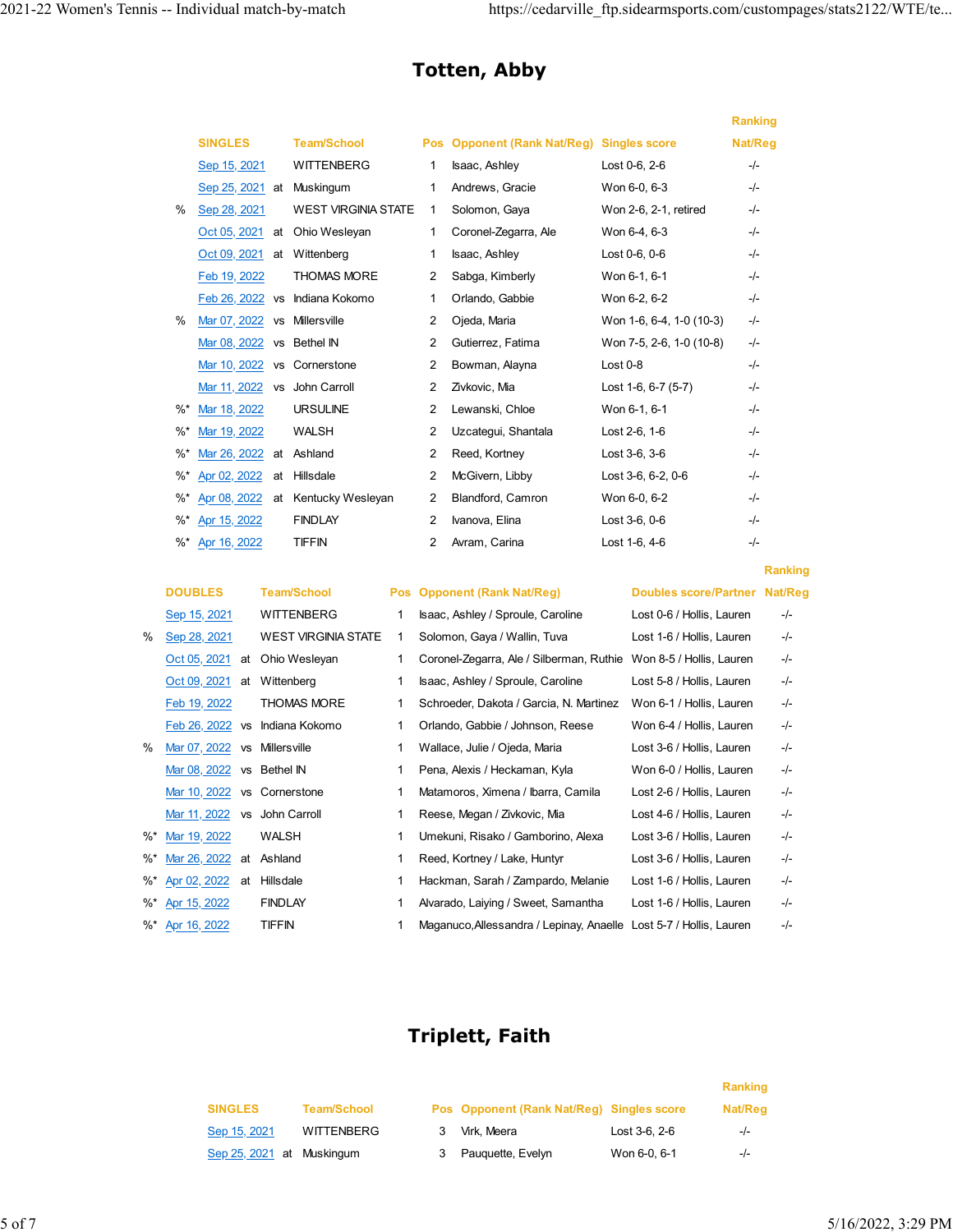## Totten, Abby

| | SINGLES | | Team/School | Pos | Opponent (Rank Nat/Reg) | Singles score | Ranking Nat/Reg |
|---|---|---|---|---|---|---|---|
| | Sep 15, 2021 | | WITTENBERG | 1 | Isaac, Ashley | Lost 0-6, 2-6 | -/- |
| | Sep 25, 2021 | at | Muskingum | 1 | Andrews, Gracie | Won 6-0, 6-3 | -/- |
| % | Sep 28, 2021 | | WEST VIRGINIA STATE | 1 | Solomon, Gaya | Won 2-6, 2-1, retired | -/- |
| | Oct 05, 2021 | at | Ohio Wesleyan | 1 | Coronel-Zegarra, Ale | Won 6-4, 6-3 | -/- |
| | Oct 09, 2021 | at | Wittenberg | 1 | Isaac, Ashley | Lost 0-6, 0-6 | -/- |
| | Feb 19, 2022 | | THOMAS MORE | 2 | Sabga, Kimberly | Won 6-1, 6-1 | -/- |
| | Feb 26, 2022 | vs | Indiana Kokomo | 1 | Orlando, Gabbie | Won 6-2, 6-2 | -/- |
| % | Mar 07, 2022 | vs | Millersville | 2 | Ojeda, Maria | Won 1-6, 6-4, 1-0 (10-3) | -/- |
| | Mar 08, 2022 | vs | Bethel IN | 2 | Gutierrez, Fatima | Won 7-5, 2-6, 1-0 (10-8) | -/- |
| | Mar 10, 2022 | vs | Cornerstone | 2 | Bowman, Alayna | Lost 0-8 | -/- |
| | Mar 11, 2022 | vs | John Carroll | 2 | Zivkovic, Mia | Lost 1-6, 6-7 (5-7) | -/- |
| %* | Mar 18, 2022 | | URSULINE | 2 | Lewanski, Chloe | Won 6-1, 6-1 | -/- |
| %* | Mar 19, 2022 | | WALSH | 2 | Uzcategui, Shantala | Lost 2-6, 1-6 | -/- |
| %* | Mar 26, 2022 | at | Ashland | 2 | Reed, Kortney | Lost 3-6, 3-6 | -/- |
| %* | Apr 02, 2022 | at | Hillsdale | 2 | McGivern, Libby | Lost 3-6, 6-2, 0-6 | -/- |
| %* | Apr 08, 2022 | at | Kentucky Wesleyan | 2 | Blandford, Camron | Won 6-0, 6-2 | -/- |
| %* | Apr 15, 2022 | | FINDLAY | 2 | Ivanova, Elina | Lost 3-6, 0-6 | -/- |
| %* | Apr 16, 2022 | | TIFFIN | 2 | Avram, Carina | Lost 1-6, 4-6 | -/- |

| | DOUBLES | | Team/School | Pos | Opponent (Rank Nat/Reg) | Doubles score/Partner | Ranking Nat/Reg |
|---|---|---|---|---|---|---|---|
| | Sep 15, 2021 | | WITTENBERG | 1 | Isaac, Ashley / Sproule, Caroline | Lost 0-6 / Hollis, Lauren | -/- |
| % | Sep 28, 2021 | | WEST VIRGINIA STATE | 1 | Solomon, Gaya / Wallin, Tuva | Lost 1-6 / Hollis, Lauren | -/- |
| | Oct 05, 2021 | at | Ohio Wesleyan | 1 | Coronel-Zegarra, Ale / Silberman, Ruthie | Won 8-5 / Hollis, Lauren | -/- |
| | Oct 09, 2021 | at | Wittenberg | 1 | Isaac, Ashley / Sproule, Caroline | Lost 5-8 / Hollis, Lauren | -/- |
| | Feb 19, 2022 | | THOMAS MORE | 1 | Schroeder, Dakota / Garcia, N. Martinez | Won 6-1 / Hollis, Lauren | -/- |
| | Feb 26, 2022 | vs | Indiana Kokomo | 1 | Orlando, Gabbie / Johnson, Reese | Won 6-4 / Hollis, Lauren | -/- |
| % | Mar 07, 2022 | vs | Millersville | 1 | Wallace, Julie / Ojeda, Maria | Lost 3-6 / Hollis, Lauren | -/- |
| | Mar 08, 2022 | vs | Bethel IN | 1 | Pena, Alexis / Heckaman, Kyla | Won 6-0 / Hollis, Lauren | -/- |
| | Mar 10, 2022 | vs | Cornerstone | 1 | Matamoros, Ximena / Ibarra, Camila | Lost 2-6 / Hollis, Lauren | -/- |
| | Mar 11, 2022 | vs | John Carroll | 1 | Reese, Megan / Zivkovic, Mia | Lost 4-6 / Hollis, Lauren | -/- |
| %* | Mar 19, 2022 | | WALSH | 1 | Umekuni, Risako / Gamborino, Alexa | Lost 3-6 / Hollis, Lauren | -/- |
| %* | Mar 26, 2022 | at | Ashland | 1 | Reed, Kortney / Lake, Huntyr | Lost 3-6 / Hollis, Lauren | -/- |
| %* | Apr 02, 2022 | at | Hillsdale | 1 | Hackman, Sarah / Zampardo, Melanie | Lost 1-6 / Hollis, Lauren | -/- |
| %* | Apr 15, 2022 | | FINDLAY | 1 | Alvarado, Laiying / Sweet, Samantha | Lost 1-6 / Hollis, Lauren | -/- |
| %* | Apr 16, 2022 | | TIFFIN | 1 | Maganuco,Allessandra / Lepinay, Anaelle | Lost 5-7 / Hollis, Lauren | -/- |

## Triplett, Faith

| SINGLES | | Team/School | Pos | Opponent (Rank Nat/Reg) | Singles score | Ranking Nat/Reg |
|---|---|---|---|---|---|---|
| Sep 15, 2021 | | WITTENBERG | 3 | Virk, Meera | Lost 3-6, 2-6 | -/- |
| Sep 25, 2021 | at | Muskingum | 3 | Pauquette, Evelyn | Won 6-0, 6-1 | -/- |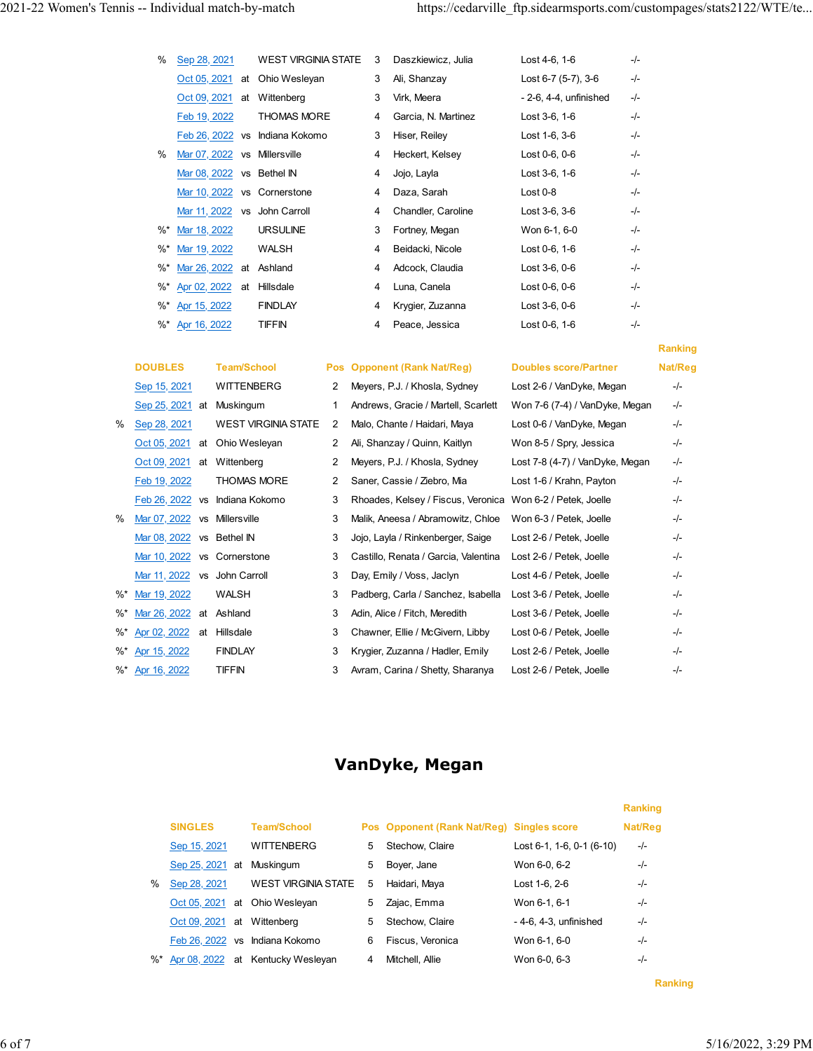| | Date | | Team/School | Pos | Opponent (Rank Nat/Reg) | Singles score | Ranking Nat/Reg |
|---|---|---|---|---|---|---|---|
| % | Sep 28, 2021 | | WEST VIRGINIA STATE | 3 | Daszkiewicz, Julia | Lost 4-6, 1-6 | -/- |
| | Oct 05, 2021 | at | Ohio Wesleyan | 3 | Ali, Shanzay | Lost 6-7 (5-7), 3-6 | -/- |
| | Oct 09, 2021 | at | Wittenberg | 3 | Virk, Meera | - 2-6, 4-4, unfinished | -/- |
| | Feb 19, 2022 | | THOMAS MORE | 4 | Garcia, N. Martinez | Lost 3-6, 1-6 | -/- |
| | Feb 26, 2022 | vs | Indiana Kokomo | 3 | Hiser, Reiley | Lost 1-6, 3-6 | -/- |
| % | Mar 07, 2022 | vs | Millersville | 4 | Heckert, Kelsey | Lost 0-6, 0-6 | -/- |
| | Mar 08, 2022 | vs | Bethel IN | 4 | Jojo, Layla | Lost 3-6, 1-6 | -/- |
| | Mar 10, 2022 | vs | Cornerstone | 4 | Daza, Sarah | Lost 0-8 | -/- |
| | Mar 11, 2022 | vs | John Carroll | 4 | Chandler, Caroline | Lost 3-6, 3-6 | -/- |
| %* | Mar 18, 2022 | | URSULINE | 3 | Fortney, Megan | Won 6-1, 6-0 | -/- |
| %* | Mar 19, 2022 | | WALSH | 4 | Beidacki, Nicole | Lost 0-6, 1-6 | -/- |
| %* | Mar 26, 2022 | at | Ashland | 4 | Adcock, Claudia | Lost 3-6, 0-6 | -/- |
| %* | Apr 02, 2022 | at | Hillsdale | 4 | Luna, Canela | Lost 0-6, 0-6 | -/- |
| %* | Apr 15, 2022 | | FINDLAY | 4 | Krygier, Zuzanna | Lost 3-6, 0-6 | -/- |
| %* | Apr 16, 2022 | | TIFFIN | 4 | Peace, Jessica | Lost 0-6, 1-6 | -/- |

| | DOUBLES | | Team/School | Pos | Opponent (Rank Nat/Reg) | Doubles score/Partner | Ranking Nat/Reg |
|---|---|---|---|---|---|---|---|
| | Sep 15, 2021 | | WITTENBERG | 2 | Meyers, P.J. / Khosla, Sydney | Lost 2-6 / VanDyke, Megan | -/- |
| | Sep 25, 2021 | at | Muskingum | 1 | Andrews, Gracie / Martell, Scarlett | Won 7-6 (7-4) / VanDyke, Megan | -/- |
| % | Sep 28, 2021 | | WEST VIRGINIA STATE | 2 | Malo, Chante / Haidari, Maya | Lost 0-6 / VanDyke, Megan | -/- |
| | Oct 05, 2021 | at | Ohio Wesleyan | 2 | Ali, Shanzay / Quinn, Kaitlyn | Won 8-5 / Spry, Jessica | -/- |
| | Oct 09, 2021 | at | Wittenberg | 2 | Meyers, P.J. / Khosla, Sydney | Lost 7-8 (4-7) / VanDyke, Megan | -/- |
| | Feb 19, 2022 | | THOMAS MORE | 2 | Saner, Cassie / Ziebro, Mia | Lost 1-6 / Krahn, Payton | -/- |
| | Feb 26, 2022 | vs | Indiana Kokomo | 3 | Rhoades, Kelsey / Fiscus, Veronica | Won 6-2 / Petek, Joelle | -/- |
| % | Mar 07, 2022 | vs | Millersville | 3 | Malik, Aneesa / Abramowitz, Chloe | Won 6-3 / Petek, Joelle | -/- |
| | Mar 08, 2022 | vs | Bethel IN | 3 | Jojo, Layla / Rinkenberger, Saige | Lost 2-6 / Petek, Joelle | -/- |
| | Mar 10, 2022 | vs | Cornerstone | 3 | Castillo, Renata / Garcia, Valentina | Lost 2-6 / Petek, Joelle | -/- |
| | Mar 11, 2022 | vs | John Carroll | 3 | Day, Emily / Voss, Jaclyn | Lost 4-6 / Petek, Joelle | -/- |
| %* | Mar 19, 2022 | | WALSH | 3 | Padberg, Carla / Sanchez, Isabella | Lost 3-6 / Petek, Joelle | -/- |
| %* | Mar 26, 2022 | at | Ashland | 3 | Adin, Alice / Fitch, Meredith | Lost 3-6 / Petek, Joelle | -/- |
| %* | Apr 02, 2022 | at | Hillsdale | 3 | Chawner, Ellie / McGivern, Libby | Lost 0-6 / Petek, Joelle | -/- |
| %* | Apr 15, 2022 | | FINDLAY | 3 | Krygier, Zuzanna / Hadler, Emily | Lost 2-6 / Petek, Joelle | -/- |
| %* | Apr 16, 2022 | | TIFFIN | 3 | Avram, Carina / Shetty, Sharanya | Lost 2-6 / Petek, Joelle | -/- |

## VanDyke, Megan

| | SINGLES | | Team/School | Pos | Opponent (Rank Nat/Reg) | Singles score | Ranking Nat/Reg |
|---|---|---|---|---|---|---|---|
| | Sep 15, 2021 | | WITTENBERG | 5 | Stechow, Claire | Lost 6-1, 1-6, 0-1 (6-10) | -/- |
| | Sep 25, 2021 | at | Muskingum | 5 | Boyer, Jane | Won 6-0, 6-2 | -/- |
| % | Sep 28, 2021 | | WEST VIRGINIA STATE | 5 | Haidari, Maya | Lost 1-6, 2-6 | -/- |
| | Oct 05, 2021 | at | Ohio Wesleyan | 5 | Zajac, Emma | Won 6-1, 6-1 | -/- |
| | Oct 09, 2021 | at | Wittenberg | 5 | Stechow, Claire | - 4-6, 4-3, unfinished | -/- |
| | Feb 26, 2022 | vs | Indiana Kokomo | 6 | Fiscus, Veronica | Won 6-1, 6-0 | -/- |
| %* | Apr 08, 2022 | at | Kentucky Wesleyan | 4 | Mitchell, Allie | Won 6-0, 6-3 | -/- |

Ranking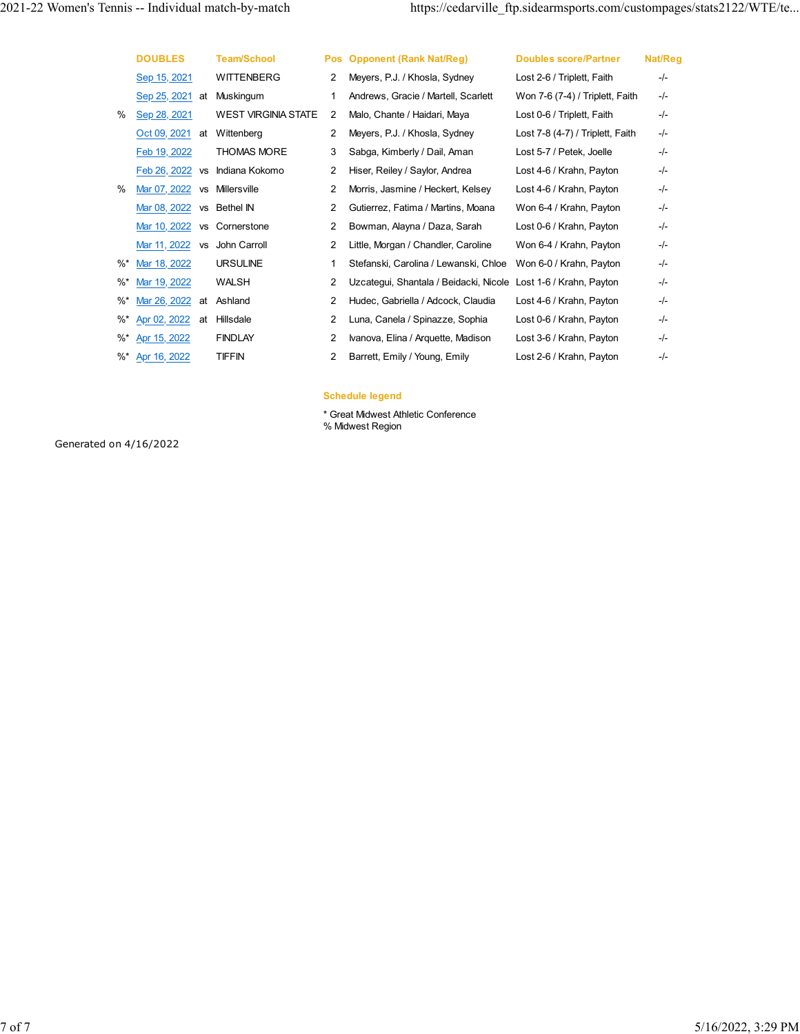| | DOUBLES | | Team/School | Pos | Opponent (Rank Nat/Reg) | Doubles score/Partner | Nat/Reg |
|---|---|---|---|---|---|---|---|
| | Sep 15, 2021 | | WITTENBERG | 2 | Meyers, P.J. / Khosla, Sydney | Lost 2-6 / Triplett, Faith | -/- |
| | Sep 25, 2021 | at | Muskingum | 1 | Andrews, Gracie / Martell, Scarlett | Won 7-6 (7-4) / Triplett, Faith | -/- |
| % | Sep 28, 2021 | | WEST VIRGINIA STATE | 2 | Malo, Chante / Haidari, Maya | Lost 0-6 / Triplett, Faith | -/- |
| | Oct 09, 2021 | at | Wittenberg | 2 | Meyers, P.J. / Khosla, Sydney | Lost 7-8 (4-7) / Triplett, Faith | -/- |
| | Feb 19, 2022 | | THOMAS MORE | 3 | Sabga, Kimberly / Dail, Aman | Lost 5-7 / Petek, Joelle | -/- |
| | Feb 26, 2022 | vs | Indiana Kokomo | 2 | Hiser, Reiley / Saylor, Andrea | Lost 4-6 / Krahn, Payton | -/- |
| % | Mar 07, 2022 | vs | Millersville | 2 | Morris, Jasmine / Heckert, Kelsey | Lost 4-6 / Krahn, Payton | -/- |
| | Mar 08, 2022 | vs | Bethel IN | 2 | Gutierrez, Fatima / Martins, Moana | Won 6-4 / Krahn, Payton | -/- |
| | Mar 10, 2022 | vs | Cornerstone | 2 | Bowman, Alayna / Daza, Sarah | Lost 0-6 / Krahn, Payton | -/- |
| | Mar 11, 2022 | vs | John Carroll | 2 | Little, Morgan / Chandler, Caroline | Won 6-4 / Krahn, Payton | -/- |
| %* | Mar 18, 2022 | | URSULINE | 1 | Stefanski, Carolina / Lewanski, Chloe | Won 6-0 / Krahn, Payton | -/- |
| %* | Mar 19, 2022 | | WALSH | 2 | Uzcategui, Shantala / Beidacki, Nicole | Lost 1-6 / Krahn, Payton | -/- |
| %* | Mar 26, 2022 | at | Ashland | 2 | Hudec, Gabriella / Adcock, Claudia | Lost 4-6 / Krahn, Payton | -/- |
| %* | Apr 02, 2022 | at | Hillsdale | 2 | Luna, Canela / Spinazze, Sophia | Lost 0-6 / Krahn, Payton | -/- |
| %* | Apr 15, 2022 | | FINDLAY | 2 | Ivanova, Elina / Arquette, Madison | Lost 3-6 / Krahn, Payton | -/- |
| %* | Apr 16, 2022 | | TIFFIN | 2 | Barrett, Emily / Young, Emily | Lost 2-6 / Krahn, Payton | -/- |

**Schedule legend**

* Great Midwest Athletic Conference
% Midwest Region

Generated on 4/16/2022